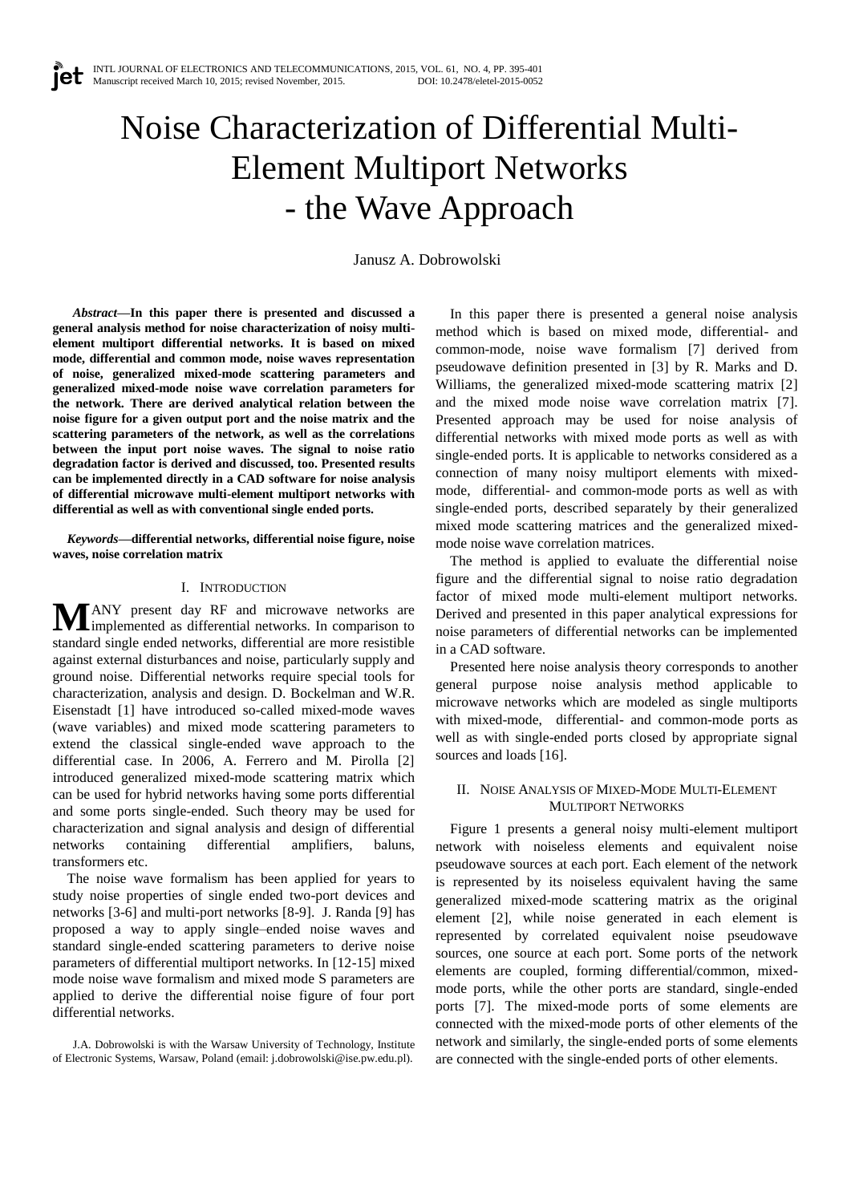# Noise Characterization of Differential Multi-Element Multiport Networks - the Wave Approach

Janusz A. Dobrowolski

***Abstract*—In this paper there is presented and discussed a general analysis method for noise characterization of noisy multi-element multiport differential networks. It is based on mixed mode, differential and common mode, noise waves representation of noise, generalized mixed-mode scattering parameters and generalized mixed-mode noise wave correlation parameters for the network. There are derived analytical relation between the noise figure for a given output port and the noise matrix and the scattering parameters of the network, as well as the correlations between the input port noise waves. The signal to noise ratio degradation factor is derived and discussed, too. Presented results can be implemented directly in a CAD software for noise analysis of differential microwave multi-element multiport networks with differential as well as with conventional single ended ports.**

***Keywords*—differential networks, differential noise figure, noise waves, noise correlation matrix**

## I. Introduction

Many present day RF and microwave networks are implemented as differential networks. In comparison to standard single ended networks, differential are more resistible against external disturbances and noise, particularly supply and ground noise. Differential networks require special tools for characterization, analysis and design. D. Bockelman and W.R. Eisenstadt [1] have introduced so-called mixed-mode waves (wave variables) and mixed mode scattering parameters to extend the classical single-ended wave approach to the differential case. In 2006, A. Ferrero and M. Pirolla [2] introduced generalized mixed-mode scattering matrix which can be used for hybrid networks having some ports differential and some ports single-ended. Such theory may be used for characterization and signal analysis and design of differential networks containing differential amplifiers, baluns, transformers etc.

The noise wave formalism has been applied for years to study noise properties of single ended two-port devices and networks [3-6] and multi-port networks [8-9]. J. Randa [9] has proposed a way to apply single–ended noise waves and standard single-ended scattering parameters to derive noise parameters of differential multiport networks. In [12-15] mixed mode noise wave formalism and mixed mode S parameters are applied to derive the differential noise figure of four port differential networks.

J.A. Dobrowolski is with the Warsaw University of Technology, Institute of Electronic Systems, Warsaw, Poland (email: j.dobrowolski@ise.pw.edu.pl).

In this paper there is presented a general noise analysis method which is based on mixed mode, differential- and common-mode, noise wave formalism [7] derived from pseudowave definition presented in [3] by R. Marks and D. Williams, the generalized mixed-mode scattering matrix [2] and the mixed mode noise wave correlation matrix [7]. Presented approach may be used for noise analysis of differential networks with mixed mode ports as well as with single-ended ports. It is applicable to networks considered as a connection of many noisy multiport elements with mixed-mode, differential- and common-mode ports as well as with single-ended ports, described separately by their generalized mixed mode scattering matrices and the generalized mixed-mode noise wave correlation matrices.

The method is applied to evaluate the differential noise figure and the differential signal to noise ratio degradation factor of mixed mode multi-element multiport networks. Derived and presented in this paper analytical expressions for noise parameters of differential networks can be implemented in a CAD software.

Presented here noise analysis theory corresponds to another general purpose noise analysis method applicable to microwave networks which are modeled as single multiports with mixed-mode, differential- and common-mode ports as well as with single-ended ports closed by appropriate signal sources and loads [16].

## II. Noise Analysis of Mixed-Mode Multi-Element Multiport Networks

Figure 1 presents a general noisy multi-element multiport network with noiseless elements and equivalent noise pseudowave sources at each port. Each element of the network is represented by its noiseless equivalent having the same generalized mixed-mode scattering matrix as the original element [2], while noise generated in each element is represented by correlated equivalent noise pseudowave sources, one source at each port. Some ports of the network elements are coupled, forming differential/common, mixed-mode ports, while the other ports are standard, single-ended ports [7]. The mixed-mode ports of some elements are connected with the mixed-mode ports of other elements of the network and similarly, the single-ended ports of some elements are connected with the single-ended ports of other elements.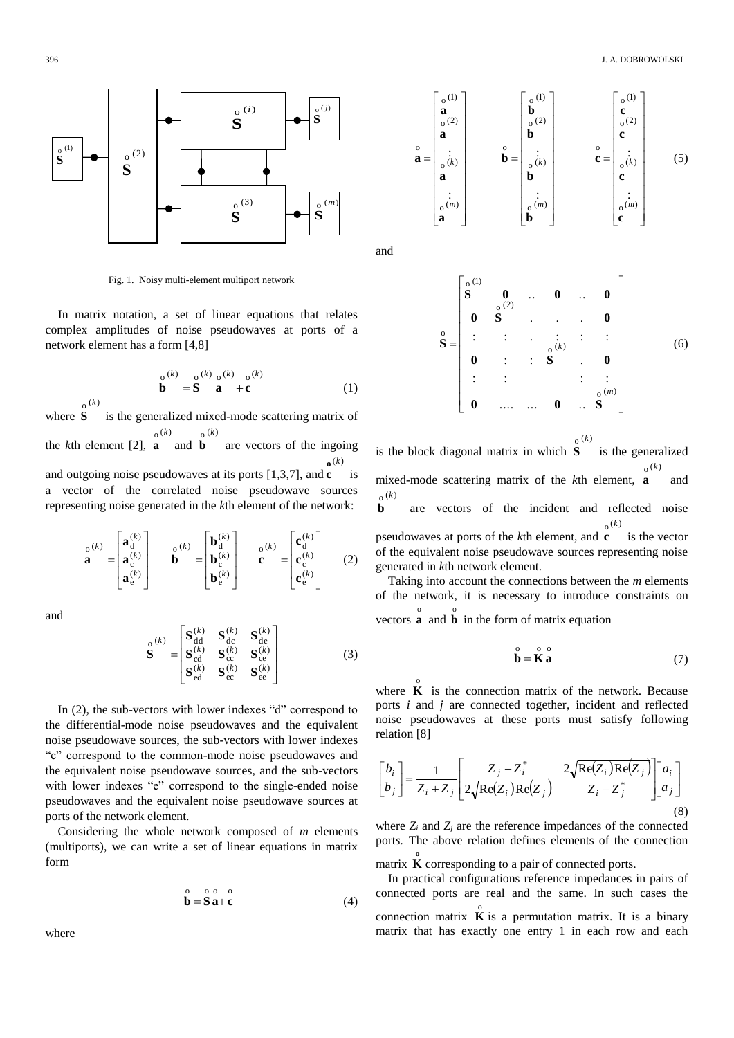Fig. 1. Noisy multi-element multiport network

In matrix notation, a set of linear equations that relates complex amplitudes of noise pseudowaves at ports of a network element has a form [4,8]

$$\overset{o}{\mathbf{b}}^{(k)} = \overset{o}{\mathbf{S}}^{(k)} \overset{o}{\mathbf{a}}^{(k)} + \overset{o}{\mathbf{c}}^{(k)} \tag{1}$$

where $\overset{o}{\mathbf{S}}^{(k)}$ is the generalized mixed-mode scattering matrix of the $k$th element [2], $\overset{o}{\mathbf{a}}^{(k)}$ and $\overset{o}{\mathbf{b}}^{(k)}$ are vectors of the ingoing and outgoing noise pseudowaves at its ports [1,3,7], and $\overset{o}{\mathbf{c}}^{(k)}$ is a vector of the correlated noise pseudowave sources representing noise generated in the $k$th element of the network:

$$\overset{o}{\mathbf{a}}^{(k)} = \begin{bmatrix} \mathbf{a}_{\mathrm{d}}^{(k)} \\ \mathbf{a}_{\mathrm{c}}^{(k)} \\ \mathbf{a}_{\mathrm{e}}^{(k)} \end{bmatrix} \quad \overset{o}{\mathbf{b}}^{(k)} = \begin{bmatrix} \mathbf{b}_{\mathrm{d}}^{(k)} \\ \mathbf{b}_{\mathrm{c}}^{(k)} \\ \mathbf{b}_{\mathrm{e}}^{(k)} \end{bmatrix} \quad \overset{o}{\mathbf{c}}^{(k)} = \begin{bmatrix} \mathbf{c}_{\mathrm{d}}^{(k)} \\ \mathbf{c}_{\mathrm{c}}^{(k)} \\ \mathbf{c}_{\mathrm{e}}^{(k)} \end{bmatrix} \tag{2}$$

and

$$\overset{o}{\mathbf{S}}^{(k)} = \begin{bmatrix} \mathbf{S}_{\mathrm{dd}}^{(k)} & \mathbf{S}_{\mathrm{dc}}^{(k)} & \mathbf{S}_{\mathrm{de}}^{(k)} \\ \mathbf{S}_{\mathrm{cd}}^{(k)} & \mathbf{S}_{\mathrm{cc}}^{(k)} & \mathbf{S}_{\mathrm{ce}}^{(k)} \\ \mathbf{S}_{\mathrm{ed}}^{(k)} & \mathbf{S}_{\mathrm{ec}}^{(k)} & \mathbf{S}_{\mathrm{ee}}^{(k)} \end{bmatrix} \tag{3}$$

In (2), the sub-vectors with lower indexes "d" correspond to the differential-mode noise pseudowaves and the equivalent noise pseudowave sources, the sub-vectors with lower indexes "c" correspond to the common-mode noise pseudowaves and the equivalent noise pseudowave sources, and the sub-vectors with lower indexes "e" correspond to the single-ended noise pseudowaves and the equivalent noise pseudowave sources at ports of the network element.

Considering the whole network composed of $m$ elements (multiports), we can write a set of linear equations in matrix form

$$\overset{o}{\mathbf{b}} = \overset{o}{\mathbf{S}}\overset{o}{\mathbf{a}} + \overset{o}{\mathbf{c}} \tag{4}$$

where

$$\overset{o}{\mathbf{a}} = \begin{bmatrix} \overset{o}{\mathbf{a}}^{(1)} \\ \overset{o}{\mathbf{a}}^{(2)} \\ \vdots \\ \overset{o}{\mathbf{a}}^{(k)} \\ \vdots \\ \overset{o}{\mathbf{a}}^{(m)} \end{bmatrix} \quad \overset{o}{\mathbf{b}} = \begin{bmatrix} \overset{o}{\mathbf{b}}^{(1)} \\ \overset{o}{\mathbf{b}}^{(2)} \\ \vdots \\ \overset{o}{\mathbf{b}}^{(k)} \\ \vdots \\ \overset{o}{\mathbf{b}}^{(m)} \end{bmatrix} \quad \overset{o}{\mathbf{c}} = \begin{bmatrix} \overset{o}{\mathbf{c}}^{(1)} \\ \overset{o}{\mathbf{c}}^{(2)} \\ \vdots \\ \overset{o}{\mathbf{c}}^{(k)} \\ \vdots \\ \overset{o}{\mathbf{c}}^{(m)} \end{bmatrix} \tag{5}$$

and

$$\overset{o}{\mathbf{S}} = \begin{bmatrix} \overset{o}{\mathbf{S}}^{(1)} & \mathbf{0} & .. & \mathbf{0} & .. & \mathbf{0} \\ \mathbf{0} & \overset{o}{\mathbf{S}}^{(2)} & . & . & . & \mathbf{0} \\ \vdots & \vdots & . & \vdots & \vdots & \vdots \\ \mathbf{0} & \vdots & \vdots & \overset{o}{\mathbf{S}}^{(k)} & . & \mathbf{0} \\ \vdots & \vdots & & & \vdots & \vdots \\ \mathbf{0} & \ldots & \ldots & \mathbf{0} & .. & \overset{o}{\mathbf{S}}^{(m)} \end{bmatrix} \tag{6}$$

is the block diagonal matrix in which $\overset{o}{\mathbf{S}}^{(k)}$ is the generalized mixed-mode scattering matrix of the $k$th element, $\overset{o}{\mathbf{a}}^{(k)}$ and $\overset{o}{\mathbf{b}}^{(k)}$ are vectors of the incident and reflected noise pseudowaves at ports of the $k$th element, and $\overset{o}{\mathbf{c}}^{(k)}$ is the vector of the equivalent noise pseudowave sources representing noise generated in $k$th network element.

Taking into account the connections between the $m$ elements of the network, it is necessary to introduce constraints on vectors $\overset{o}{\mathbf{a}}$ and $\overset{o}{\mathbf{b}}$ in the form of matrix equation

$$\overset{o}{\mathbf{b}} = \overset{o}{\mathbf{K}}\overset{o}{\mathbf{a}} \tag{7}$$

where $\overset{o}{\mathbf{K}}$ is the connection matrix of the network. Because ports $i$ and $j$ are connected together, incident and reflected noise pseudowaves at these ports must satisfy following relation [8]

$$\begin{bmatrix} b_i \\ b_j \end{bmatrix} = \frac{1}{Z_i + Z_j} \begin{bmatrix} Z_j - Z_i^* & 2\sqrt{\mathrm{Re}(Z_i)\mathrm{Re}(Z_j)} \\ 2\sqrt{\mathrm{Re}(Z_i)\mathrm{Re}(Z_j)} & Z_i - Z_j^* \end{bmatrix} \begin{bmatrix} a_i \\ a_j \end{bmatrix} \tag{8}$$

where $Z_i$ and $Z_j$ are the reference impedances of the connected ports. The above relation defines elements of the connection matrix $\overset{o}{\mathbf{K}}$ corresponding to a pair of connected ports.

In practical configurations reference impedances in pairs of connected ports are real and the same. In such cases the connection matrix $\overset{o}{\mathbf{K}}$ is a permutation matrix. It is a binary matrix that has exactly one entry 1 in each row and each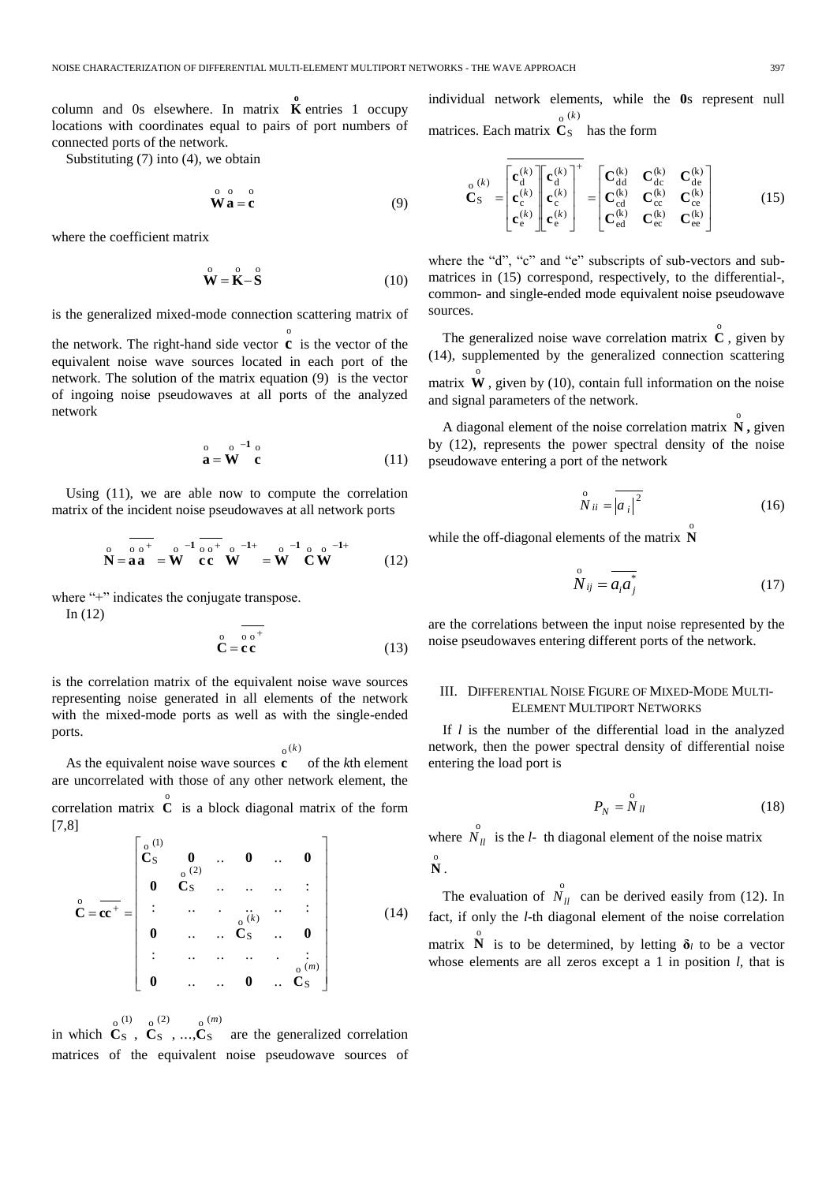column and 0s elsewhere. In matrix $\overset{\circ}{\mathbf{K}}$ entries 1 occupy locations with coordinates equal to pairs of port numbers of connected ports of the network.

Substituting (7) into (4), we obtain

$$\overset{\circ}{\mathbf{W}}\,\overset{\circ}{\mathbf{a}} = \overset{\circ}{\mathbf{c}} \tag{9}$$

where the coefficient matrix

$$\overset{\circ}{\mathbf{W}} = \overset{\circ}{\mathbf{K}} - \overset{\circ}{\mathbf{S}} \tag{10}$$

is the generalized mixed-mode connection scattering matrix of the network. The right-hand side vector $\overset{\circ}{\mathbf{c}}$ is the vector of the equivalent noise wave sources located in each port of the network. The solution of the matrix equation (9) is the vector of ingoing noise pseudowaves at all ports of the analyzed network

$$\overset{\circ}{\mathbf{a}} = \overset{\circ}{\mathbf{W}}^{-1}\,\overset{\circ}{\mathbf{c}} \tag{11}$$

Using (11), we are able now to compute the correlation matrix of the incident noise pseudowaves at all network ports

$$\overset{\circ}{\mathbf{N}} = \overline{\overset{\circ}{\mathbf{a}}\,\overset{\circ}{\mathbf{a}}^{+}} = \overset{\circ}{\mathbf{W}}^{-1}\,\overline{\overset{\circ}{\mathbf{c}}\,\overset{\circ}{\mathbf{c}}^{+}}\,\overset{\circ}{\mathbf{W}}^{-1+} = \overset{\circ}{\mathbf{W}}^{-1}\,\overset{\circ}{\mathbf{C}}\,\overset{\circ}{\mathbf{W}}^{-1+} \tag{12}$$

where "+" indicates the conjugate transpose.

In (12)

$$\overset{\circ}{\mathbf{C}} = \overline{\overset{\circ}{\mathbf{c}}\,\overset{\circ}{\mathbf{c}}^{+}} \tag{13}$$

is the correlation matrix of the equivalent noise wave sources representing noise generated in all elements of the network with the mixed-mode ports as well as with the single-ended ports.

As the equivalent noise wave sources $\overset{\circ}{\mathbf{c}}^{(k)}$ of the $k$th element are uncorrelated with those of any other network element, the correlation matrix $\overset{\circ}{\mathbf{C}}$ is a block diagonal matrix of the form [7,8]

$$\overset{\circ}{\mathbf{C}} = \overline{\mathbf{c}\mathbf{c}^{+}} = \begin{bmatrix} \overset{\circ}{\mathbf{C}}{}_{\mathrm{S}}^{(1)} & \mathbf{0} & .. & \mathbf{0} & .. & \mathbf{0} \\ \mathbf{0} & \overset{\circ}{\mathbf{C}}{}_{\mathrm{S}}^{(2)} & .. & .. & .. & : \\ : & .. & . & .. & .. & : \\ \mathbf{0} & .. & .. & \overset{\circ}{\mathbf{C}}{}_{\mathrm{S}}^{(k)} & .. & \mathbf{0} \\ : & .. & .. & .. & . & : \\ \mathbf{0} & .. & .. & \mathbf{0} & .. & \overset{\circ}{\mathbf{C}}{}_{\mathrm{S}}^{(m)} \end{bmatrix} \tag{14}$$

in which $\overset{\circ}{\mathbf{C}}{}_{\mathrm{S}}^{(1)}$, $\overset{\circ}{\mathbf{C}}{}_{\mathrm{S}}^{(2)}$, ..., $\overset{\circ}{\mathbf{C}}{}_{\mathrm{S}}^{(m)}$ are the generalized correlation matrices of the equivalent noise pseudowave sources of individual network elements, while the $\mathbf{0}$s represent null matrices. Each matrix $\overset{\circ}{\mathbf{C}}{}_{\mathrm{S}}^{(k)}$ has the form

$$\overset{\circ}{\mathbf{C}}{}_{\mathrm{S}}^{(k)} = \overline{\begin{bmatrix} \mathbf{c}_{\mathrm{d}}^{(k)} \\ \mathbf{c}_{\mathrm{c}}^{(k)} \\ \mathbf{c}_{\mathrm{e}}^{(k)} \end{bmatrix} \begin{bmatrix} \mathbf{c}_{\mathrm{d}}^{(k)} \\ \mathbf{c}_{\mathrm{c}}^{(k)} \\ \mathbf{c}_{\mathrm{e}}^{(k)} \end{bmatrix}^{+}} = \begin{bmatrix} \mathbf{C}_{\mathrm{dd}}^{(k)} & \mathbf{C}_{\mathrm{dc}}^{(k)} & \mathbf{C}_{\mathrm{de}}^{(k)} \\ \mathbf{C}_{\mathrm{cd}}^{(k)} & \mathbf{C}_{\mathrm{cc}}^{(k)} & \mathbf{C}_{\mathrm{ce}}^{(k)} \\ \mathbf{C}_{\mathrm{ed}}^{(k)} & \mathbf{C}_{\mathrm{ec}}^{(k)} & \mathbf{C}_{\mathrm{ee}}^{(k)} \end{bmatrix} \tag{15}$$

where the "d", "c" and "e" subscripts of sub-vectors and sub-matrices in (15) correspond, respectively, to the differential-, common- and single-ended mode equivalent noise pseudowave sources.

The generalized noise wave correlation matrix $\overset{\circ}{\mathbf{C}}$, given by (14), supplemented by the generalized connection scattering matrix $\overset{\circ}{\mathbf{W}}$, given by (10), contain full information on the noise and signal parameters of the network.

A diagonal element of the noise correlation matrix $\overset{\circ}{\mathbf{N}}$, given by (12), represents the power spectral density of the noise pseudowave entering a port of the network

$$\overset{\circ}{N}_{ii} = \overline{|a_i|^2} \tag{16}$$

while the off-diagonal elements of the matrix $\overset{\circ}{\mathbf{N}}$

$$\overset{\circ}{N}_{ij} = \overline{a_i a_j^*} \tag{17}$$

are the correlations between the input noise represented by the noise pseudowaves entering different ports of the network.

## III. Differential Noise Figure of Mixed-Mode Multi-Element Multiport Networks

If $l$ is the number of the differential load in the analyzed network, then the power spectral density of differential noise entering the load port is

$$P_N = \overset{\circ}{N}_{ll} \tag{18}$$

where $\overset{\circ}{N}_{ll}$ is the $l$- th diagonal element of the noise matrix $\overset{\circ}{\mathbf{N}}$.

The evaluation of $\overset{\circ}{N}_{ll}$ can be derived easily from (12). In fact, if only the $l$-th diagonal element of the noise correlation matrix $\overset{\circ}{\mathbf{N}}$ is to be determined, by letting $\boldsymbol{\delta}_l$ to be a vector whose elements are all zeros except a 1 in position $l$, that is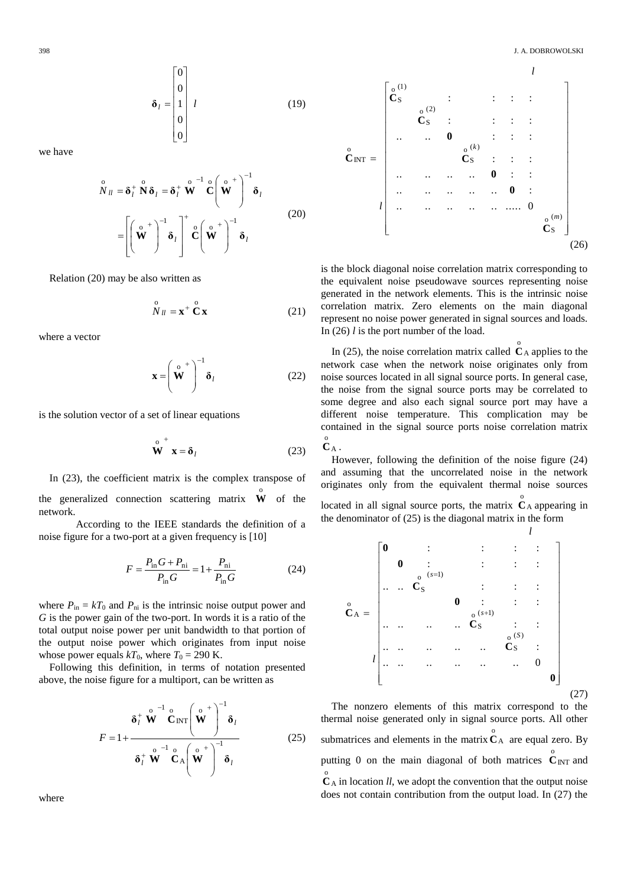$$\boldsymbol{\delta}_l = \begin{bmatrix} 0 \\ 0 \\ 1 \\ 0 \\ 0 \end{bmatrix} \; l \tag{19}$$

we have

$$\begin{aligned} \overset{\text{o}}{N}_{ll} &= \boldsymbol{\delta}_l^+ \overset{\text{o}}{\mathbf{N}} \boldsymbol{\delta}_l = \boldsymbol{\delta}_l^+ \overset{\text{o}}{\mathbf{W}}^{-1} \overset{\text{o}}{\mathbf{C}} \left( \overset{\text{o}}{\mathbf{W}}^{+} \right)^{-1} \boldsymbol{\delta}_l \\ &= \left[ \left( \overset{\text{o}}{\mathbf{W}}^{+} \right)^{-1} \boldsymbol{\delta}_l \right]^{+} \overset{\text{o}}{\mathbf{C}} \left( \overset{\text{o}}{\mathbf{W}}^{+} \right)^{-1} \boldsymbol{\delta}_l \end{aligned} \tag{20}$$

Relation (20) may be also written as

$$\overset{\text{o}}{N}_{ll} = \mathbf{x}^{+} \overset{\text{o}}{\mathbf{C}} \mathbf{x} \tag{21}$$

where a vector

$$\mathbf{x} = \left( \overset{\text{o}}{\mathbf{W}}^{+} \right)^{-1} \boldsymbol{\delta}_l \tag{22}$$

is the solution vector of a set of linear equations

$$\overset{\text{o}}{\mathbf{W}}^{+} \mathbf{x} = \boldsymbol{\delta}_l \tag{23}$$

In (23), the coefficient matrix is the complex transpose of the generalized connection scattering matrix $\overset{\text{o}}{\mathbf{W}}$ of the network.

According to the IEEE standards the definition of a noise figure for a two-port at a given frequency is [10]

$$F = \frac{P_{\text{in}} G + P_{\text{ni}}}{P_{\text{in}} G} = 1 + \frac{P_{\text{ni}}}{P_{\text{in}} G} \tag{24}$$

where $P_{\text{in}} = kT_0$ and $P_{\text{ni}}$ is the intrinsic noise output power and $G$ is the power gain of the two-port. In words it is a ratio of the total output noise power per unit bandwidth to that portion of the output noise power which originates from input noise whose power equals $kT_0$, where $T_0$ = 290 K.

Following this definition, in terms of notation presented above, the noise figure for a multiport, can be written as

$$F = 1 + \frac{\boldsymbol{\delta}_l^+ \overset{\text{o}}{\mathbf{W}}^{-1} \overset{\text{o}}{\mathbf{C}}_{\text{INT}} \left( \overset{\text{o}}{\mathbf{W}}^{+} \right)^{-1} \boldsymbol{\delta}_l}{\boldsymbol{\delta}_l^+ \overset{\text{o}}{\mathbf{W}}^{-1} \overset{\text{o}}{\mathbf{C}}_{\text{A}} \left( \overset{\text{o}}{\mathbf{W}}^{+} \right)^{-1} \boldsymbol{\delta}_l} \tag{25}$$

where

$$\overset{\text{o}}{\mathbf{C}}_{\text{INT}} = \begin{bmatrix} \overset{\text{o}}{\mathbf{C}}{}_{\text{S}}^{(1)} & & : & & : & : & : & \\ & \overset{\text{o}}{\mathbf{C}}{}_{\text{S}}^{(2)} & : & & : & : & : & \\ .. & .. & \mathbf{0} & & : & : & : & \\ & & & \overset{\text{o}}{\mathbf{C}}{}_{\text{S}}^{(k)} & : & : & : & \\ .. & .. & .. & .. & \mathbf{0} & : & : & \\ .. & .. & .. & .. & .. & \mathbf{0} & : & \\ .. & .. & .. & .. & .. & ..... & 0 & \\ & & & & & & & \overset{\text{o}}{\mathbf{C}}{}_{\text{S}}^{(m)} \end{bmatrix} \tag{26}$$

is the block diagonal noise correlation matrix corresponding to the equivalent noise pseudowave sources representing noise generated in the network elements. This is the intrinsic noise correlation matrix. Zero elements on the main diagonal represent no noise power generated in signal sources and loads. In (26) $l$ is the port number of the load.

In (25), the noise correlation matrix called $\overset{\text{o}}{\mathbf{C}}_{\text{A}}$ applies to the network case when the network noise originates only from noise sources located in all signal source ports. In general case, the noise from the signal source ports may be correlated to some degree and also each signal source port may have a different noise temperature. This complication may be contained in the signal source ports noise correlation matrix $\overset{\text{o}}{\mathbf{C}}_{\text{A}}$.

However, following the definition of the noise figure (24) and assuming that the uncorrelated noise in the network originates only from the equivalent thermal noise sources located in all signal source ports, the matrix $\overset{\text{o}}{\mathbf{C}}_{\text{A}}$ appearing in the denominator of (25) is the diagonal matrix in the form

$$\overset{\text{o}}{\mathbf{C}}_{\text{A}} = \begin{bmatrix} \mathbf{0} & & : & & : & : & : & \\ & \mathbf{0} & : & & : & : & : & \\ .. & .. & \overset{\text{o}}{\mathbf{C}}{}_{\text{S}}^{(s=1)} & & : & : & : & \\ & & & \mathbf{0} & : & : & : & \\ .. & .. & .. & .. & \overset{\text{o}}{\mathbf{C}}{}_{\text{S}}^{(s+1)} & : & : & \\ .. & .. & .. & .. & .. & \overset{\text{o}}{\mathbf{C}}{}_{\text{S}}^{(S)} & : & \\ .. & .. & .. & .. & .. & .. & 0 & \\ & & & & & & & \mathbf{0} \end{bmatrix} \tag{27}$$

The nonzero elements of this matrix correspond to the thermal noise generated only in signal source ports. All other submatrices and elements in the matrix $\overset{\text{o}}{\mathbf{C}}_{\text{A}}$ are equal zero. By putting 0 on the main diagonal of both matrices $\overset{\text{o}}{\mathbf{C}}_{\text{INT}}$ and $\overset{\text{o}}{\mathbf{C}}_{\text{A}}$ in location $ll$, we adopt the convention that the output noise does not contain contribution from the output load. In (27) the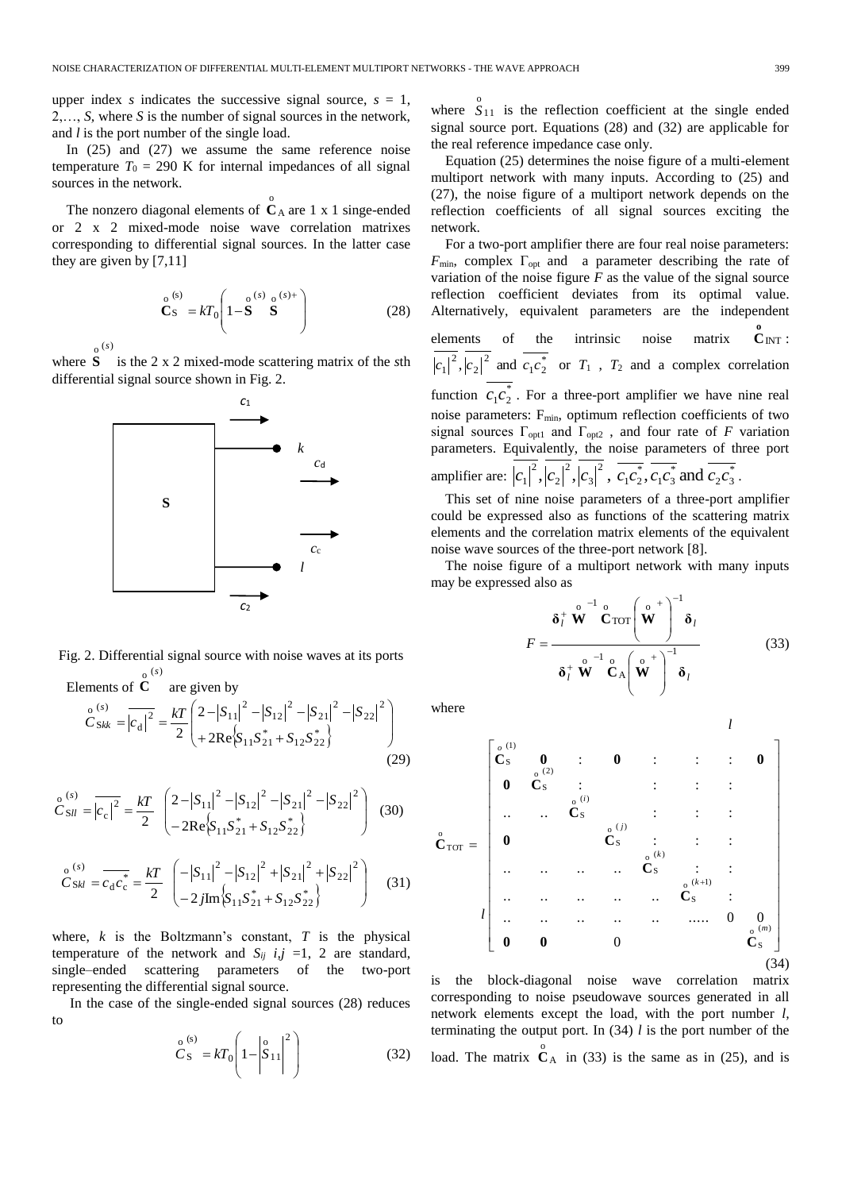upper index $s$ indicates the successive signal source, $s$ = 1, 2,…, $S$, where $S$ is the number of signal sources in the network, and $l$ is the port number of the single load.

In (25) and (27) we assume the same reference noise temperature $T_0$ = 290 K for internal impedances of all signal sources in the network.

The nonzero diagonal elements of $\overset{\circ}{\mathbf{C}}_{\mathrm{A}}$ are 1 x 1 singe-ended or 2 x 2 mixed-mode noise wave correlation matrixes corresponding to differential signal sources. In the latter case they are given by [7,11]

$$\overset{\circ}{\mathbf{C}}{}_{\mathrm{S}}^{(s)} = kT_0\left(1-\overset{\circ}{\mathbf{S}}{}^{(s)}\overset{\circ}{\mathbf{S}}{}^{(s)+}\right) \tag{28}$$

where $\overset{\circ}{\mathbf{S}}{}^{(s)}$ is the 2 x 2 mixed-mode scattering matrix of the $s$th differential signal source shown in Fig. 2.

Fig. 2. Differential signal source with noise waves at its ports

Elements of $\overset{\circ}{\mathbf{C}}{}^{(s)}$ are given by

$$\overset{\circ}{C}{}_{\mathrm{S}kk}^{(s)} = \overline{|c_{\mathrm{d}}|^2} = \frac{kT}{2}\begin{pmatrix} 2-|S_{11}|^2-|S_{12}|^2-|S_{21}|^2-|S_{22}|^2 \\ +2\mathrm{Re}\{S_{11}S_{21}^*+S_{12}S_{22}^*\}\end{pmatrix} \tag{29}$$

$$\overset{\circ}{C}{}_{\mathrm{S}ll}^{(s)} = \overline{|c_{\mathrm{c}}|^2} = \frac{kT}{2}\begin{pmatrix} 2-|S_{11}|^2-|S_{12}|^2-|S_{21}|^2-|S_{22}|^2 \\ -2\mathrm{Re}\{S_{11}S_{21}^*+S_{12}S_{22}^*\}\end{pmatrix} \tag{30}$$

$$\overset{\circ}{C}{}_{\mathrm{S}kl}^{(s)} = \overline{c_{\mathrm{d}}c_{\mathrm{c}}^*} = \frac{kT}{2}\begin{pmatrix} -|S_{11}|^2-|S_{12}|^2+|S_{21}|^2+|S_{22}|^2 \\ -2j\mathrm{Im}\{S_{11}S_{21}^*+S_{12}S_{22}^*\}\end{pmatrix} \tag{31}$$

where, $k$ is the Boltzmann's constant, $T$ is the physical temperature of the network and $S_{ij}$ $i,j$ =1, 2 are standard, single–ended scattering parameters of the two-port representing the differential signal source.

In the case of the single-ended signal sources (28) reduces to

$$\overset{\circ}{C}{}_{\mathrm{S}}^{(s)} = kT_0\left(1-\left|\overset{\circ}{S}_{11}\right|^2\right) \tag{32}$$

where $\overset{\circ}{S}_{11}$ is the reflection coefficient at the single ended signal source port. Equations (28) and (32) are applicable for the real reference impedance case only.

Equation (25) determines the noise figure of a multi-element multiport network with many inputs. According to (25) and (27), the noise figure of a multiport network depends on the reflection coefficients of all signal sources exciting the network.

For a two-port amplifier there are four real noise parameters: $F_{\min}$, complex $\Gamma_{\mathrm{opt}}$ and a parameter describing the rate of variation of the noise figure $F$ as the value of the signal source reflection coefficient deviates from its optimal value. Alternatively, equivalent parameters are the independent elements of the intrinsic noise matrix $\overset{\circ}{\mathbf{C}}_{\mathrm{INT}}$: $\overline{|c_1|^2}, \overline{|c_2|^2}$ and $\overline{c_1c_2^*}$ or $T_1$, $T_2$ and a complex correlation function $\overline{c_1c_2^*}$. For a three-port amplifier we have nine real noise parameters: $F_{\min}$, optimum reflection coefficients of two signal sources $\Gamma_{\mathrm{opt1}}$ and $\Gamma_{\mathrm{opt2}}$, and four rate of $F$ variation parameters. Equivalently, the noise parameters of three port amplifier are: $\overline{|c_1|^2}, \overline{|c_2|^2}, \overline{|c_3|^2}$, $\overline{c_1c_2^*}, \overline{c_1c_3^*}$ and $\overline{c_2c_3^*}$.

This set of nine noise parameters of a three-port amplifier could be expressed also as functions of the scattering matrix elements and the correlation matrix elements of the equivalent noise wave sources of the three-port network [8].

The noise figure of a multiport network with many inputs may be expressed also as

$$F = \frac{\boldsymbol{\delta}_l^+ \overset{\circ}{\mathbf{W}}{}^{-1} \overset{\circ}{\mathbf{C}}_{\mathrm{TOT}} \left(\overset{\circ}{\mathbf{W}}{}^{+}\right)^{-1} \boldsymbol{\delta}_l}{\boldsymbol{\delta}_l^+ \overset{\circ}{\mathbf{W}}{}^{-1} \overset{\circ}{\mathbf{C}}_{\mathrm{A}} \left(\overset{\circ}{\mathbf{W}}{}^{+}\right)^{-1} \boldsymbol{\delta}_l} \tag{33}$$

where

$$\overset{\circ}{\mathbf{C}}_{\mathrm{TOT}} = \begin{bmatrix} \overset{\circ}{\mathbf{C}}{}_{\mathrm{S}}^{(1)} & \mathbf{0} & : & \mathbf{0} & : & : & : & \mathbf{0} \\ \mathbf{0} & \overset{\circ}{\mathbf{C}}{}_{\mathrm{S}}^{(2)} & : & & : & : & : & \\ .. & .. & \overset{\circ}{\mathbf{C}}{}_{\mathrm{S}}^{(i)} & & : & : & : & \\ \mathbf{0} & & & \overset{\circ}{\mathbf{C}}{}_{\mathrm{S}}^{(j)} & : & : & : & \\ .. & .. & .. & .. & \overset{\circ}{\mathbf{C}}{}_{\mathrm{S}}^{(k)} & : & : & \\ .. & .. & .. & .. & .. & \overset{\circ}{\mathbf{C}}{}_{\mathrm{S}}^{(k+1)} & : & \\ .. & .. & .. & .. & .. & ..... & 0 & 0 \\ \mathbf{0} & \mathbf{0} & & 0 & & & & \overset{\circ}{\mathbf{C}}{}_{\mathrm{S}}^{(m)} \end{bmatrix} \tag{34}$$

(with row $l$ and column $l$ marked)

is the block-diagonal noise wave correlation matrix corresponding to noise pseudowave sources generated in all network elements except the load, with the port number $l$, terminating the output port. In (34) $l$ is the port number of the load. The matrix $\overset{\circ}{\mathbf{C}}_{\mathrm{A}}$ in (33) is the same as in (25), and is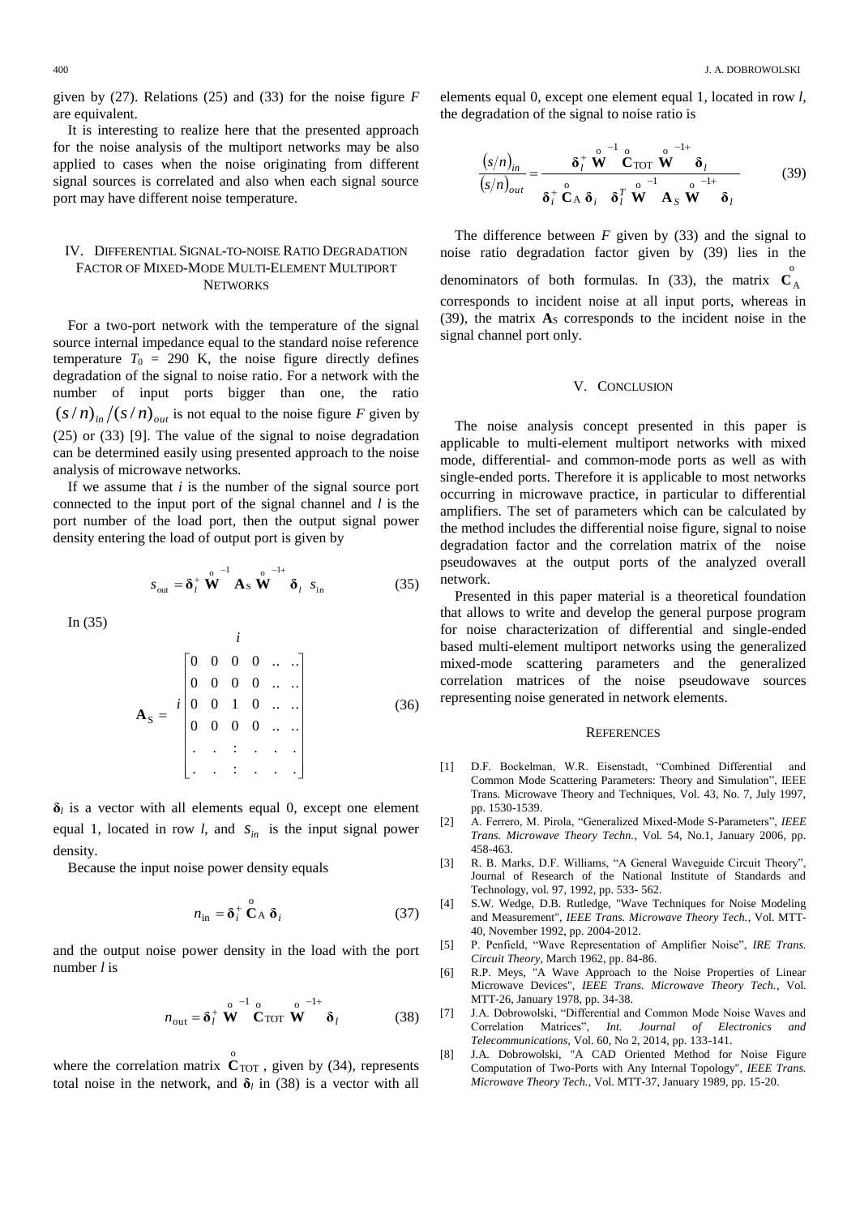given by (27). Relations (25) and (33) for the noise figure $F$ are equivalent.

It is interesting to realize here that the presented approach for the noise analysis of the multiport networks may be also applied to cases when the noise originating from different signal sources is correlated and also when each signal source port may have different noise temperature.

## IV. Differential Signal-to-noise Ratio Degradation Factor of Mixed-Mode Multi-Element Multiport Networks

For a two-port network with the temperature of the signal source internal impedance equal to the standard noise reference temperature $T_0$ = 290 K, the noise figure directly defines degradation of the signal to noise ratio. For a network with the number of input ports bigger than one, the ratio $(s/n)_{in}/(s/n)_{out}$ is not equal to the noise figure $F$ given by (25) or (33) [9]. The value of the signal to noise degradation can be determined easily using presented approach to the noise analysis of microwave networks.

If we assume that $i$ is the number of the signal source port connected to the input port of the signal channel and $l$ is the port number of the load port, then the output signal power density entering the load of output port is given by

$$s_{\mathrm{out}} = \boldsymbol{\delta}_l^{+} \, \overset{\circ}{\mathbf{W}}^{-1} \, \mathbf{A}_{\mathrm{S}} \, \overset{\circ}{\mathbf{W}}^{-1+} \, \boldsymbol{\delta}_l \;\; s_{\mathrm{in}} \tag{35}$$

In (35)

$$\mathbf{A}_{\mathrm{S}} = \begin{array}{c} \\ \\ i \\ \\ \\ \\ \end{array}\!\!\begin{array}{c} \qquad\quad i \\ \begin{bmatrix} 0 & 0 & 0 & 0 & .. & .. \\ 0 & 0 & 0 & 0 & .. & .. \\ 0 & 0 & 1 & 0 & .. & .. \\ 0 & 0 & 0 & 0 & .. & .. \\ . & . & : & . & . & . \\ . & . & : & . & . & . \end{bmatrix} \end{array} \tag{36}$$

$\boldsymbol{\delta}_l$ is a vector with all elements equal 0, except one element equal 1, located in row $l$, and $s_{in}$ is the input signal power density.

Because the input noise power density equals

$$n_{\mathrm{in}} = \boldsymbol{\delta}_i^{+} \, \overset{\circ}{\mathbf{C}}_{\mathrm{A}} \, \boldsymbol{\delta}_i \tag{37}$$

and the output noise power density in the load with the port number $l$ is

$$n_{\mathrm{out}} = \boldsymbol{\delta}_l^{+} \, \overset{\circ}{\mathbf{W}}^{-1} \, \overset{\circ}{\mathbf{C}}_{\mathrm{TOT}} \, \overset{\circ}{\mathbf{W}}^{-1+} \, \boldsymbol{\delta}_l \tag{38}$$

where the correlation matrix $\overset{\circ}{\mathbf{C}}_{\mathrm{TOT}}$, given by (34), represents total noise in the network, and $\boldsymbol{\delta}_l$ in (38) is a vector with all elements equal 0, except one element equal 1, located in row $l$, the degradation of the signal to noise ratio is

$$\frac{(s/n)_{in}}{(s/n)_{out}} = \frac{\boldsymbol{\delta}_l^{+} \, \overset{\circ}{\mathbf{W}}^{-1} \, \overset{\circ}{\mathbf{C}}_{\mathrm{TOT}} \, \overset{\circ}{\mathbf{W}}^{-1+} \, \boldsymbol{\delta}_l}{\boldsymbol{\delta}_i^{+} \, \overset{\circ}{\mathbf{C}}_{\mathrm{A}} \, \boldsymbol{\delta}_i \;\; \boldsymbol{\delta}_l^{T} \, \overset{\circ}{\mathbf{W}}^{-1} \, \mathbf{A}_S \, \overset{\circ}{\mathbf{W}}^{-1+} \, \boldsymbol{\delta}_l} \tag{39}$$

The difference between $F$ given by (33) and the signal to noise ratio degradation factor given by (39) lies in the denominators of both formulas. In (33), the matrix $\overset{\circ}{\mathbf{C}}_{\mathrm{A}}$ corresponds to incident noise at all input ports, whereas in (39), the matrix $\mathbf{A}_{\mathrm{S}}$ corresponds to the incident noise in the signal channel port only.

## V. Conclusion

The noise analysis concept presented in this paper is applicable to multi-element multiport networks with mixed mode, differential- and common-mode ports as well as with single-ended ports. Therefore it is applicable to most networks occurring in microwave practice, in particular to differential amplifiers. The set of parameters which can be calculated by the method includes the differential noise figure, signal to noise degradation factor and the correlation matrix of the noise pseudowaves at the output ports of the analyzed overall network.

Presented in this paper material is a theoretical foundation that allows to write and develop the general purpose program for noise characterization of differential and single-ended based multi-element multiport networks using the generalized mixed-mode scattering parameters and the generalized correlation matrices of the noise pseudowave sources representing noise generated in network elements.

## References

[1] D.F. Bockelman, W.R. Eisenstadt, "Combined Differential and Common Mode Scattering Parameters: Theory and Simulation", IEEE Trans. Microwave Theory and Techniques, Vol. 43, No. 7, July 1997, pp. 1530-1539.

[2] A. Ferrero, M. Pirola, "Generalized Mixed-Mode S-Parameters", *IEEE Trans. Microwave Theory Techn.*, Vol. 54, No.1, January 2006, pp. 458-463.

[3] R. B. Marks, D.F. Williams, "A General Waveguide Circuit Theory", Journal of Research of the National Institute of Standards and Technology, vol. 97, 1992, pp. 533- 562.

[4] S.W. Wedge, D.B. Rutledge, "Wave Techniques for Noise Modeling and Measurement", *IEEE Trans. Microwave Theory Tech.*, Vol. MTT-40, November 1992, pp. 2004-2012.

[5] P. Penfield, "Wave Representation of Amplifier Noise", *IRE Trans. Circuit Theory*, March 1962, pp. 84-86.

[6] R.P. Meys, "A Wave Approach to the Noise Properties of Linear Microwave Devices", *IEEE Trans. Microwave Theory Tech.*, Vol. MTT-26, January 1978, pp. 34-38.

[7] J.A. Dobrowolski, "Differential and Common Mode Noise Waves and Correlation Matrices", *Int. Journal of Electronics and Telecommunications*, Vol. 60, No 2, 2014, pp. 133-141.

[8] J.A. Dobrowolski, "A CAD Oriented Method for Noise Figure Computation of Two-Ports with Any Internal Topology", *IEEE Trans. Microwave Theory Tech.*, Vol. MTT-37, January 1989, pp. 15-20.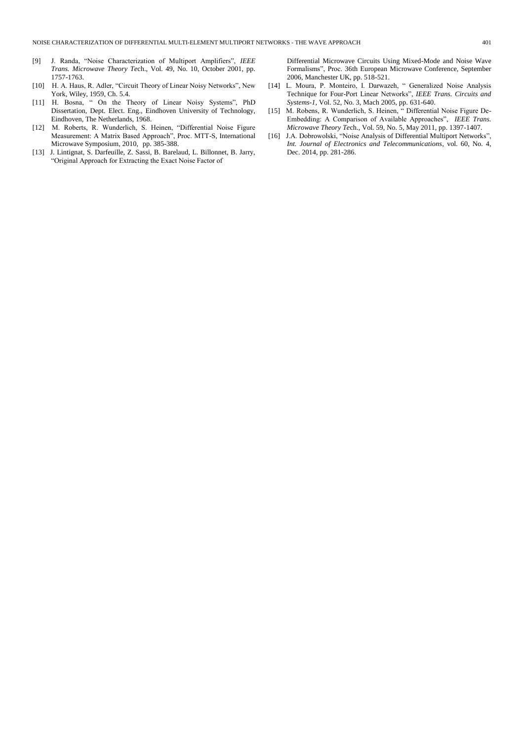[9] J. Randa, "Noise Characterization of Multiport Amplifiers", *IEEE Trans. Microwave Theory Tec*h., Vol. 49, No. 10, October 2001, pp. 1757-1763.

[10] H. A. Haus, R. Adler, "Circuit Theory of Linear Noisy Networks", New York, Wiley, 1959, Ch. 5.4.

[11] H. Bosna, " On the Theory of Linear Noisy Systems", PhD Dissertation, Dept. Elect. Eng., Eindhoven University of Technology, Eindhoven, The Netherlands, 1968.

[12] M. Roberts, R. Wunderlich, S. Heinen, "Differential Noise Figure Measurement: A Matrix Based Approach", Proc. MTT-S, International Microwave Symposium, 2010, pp. 385-388.

[13] J. Lintignat, S. Darfeuille, Z. Sassi, B. Barelaud, L. Billonnet, B. Jarry, "Original Approach for Extracting the Exact Noise Factor of Differential Microwave Circuits Using Mixed-Mode and Noise Wave Formalisms", Proc. 36th European Microwave Conference, September 2006, Manchester UK, pp. 518-521.

[14] L. Moura, P. Monteiro, I. Darwazeh, " Generalized Noise Analysis Technique for Four-Port Linear Networks", *IEEE Trans. Circuits and Systems-1*, Vol. 52, No. 3, Mach 2005, pp. 631-640.

[15] M. Robens, R. Wunderlich, S. Heinen, " Differential Noise Figure De-Embedding: A Comparison of Available Approaches", *IEEE Trans. Microwave Theory Tec*h., Vol. 59, No. 5, May 2011, pp. 1397-1407.

[16] J.A. Dobrowolski, "Noise Analysis of Differential Multiport Networks", *Int. Journal of Electronics and Telecommunications*, vol. 60, No. 4, Dec. 2014, pp. 281-286.